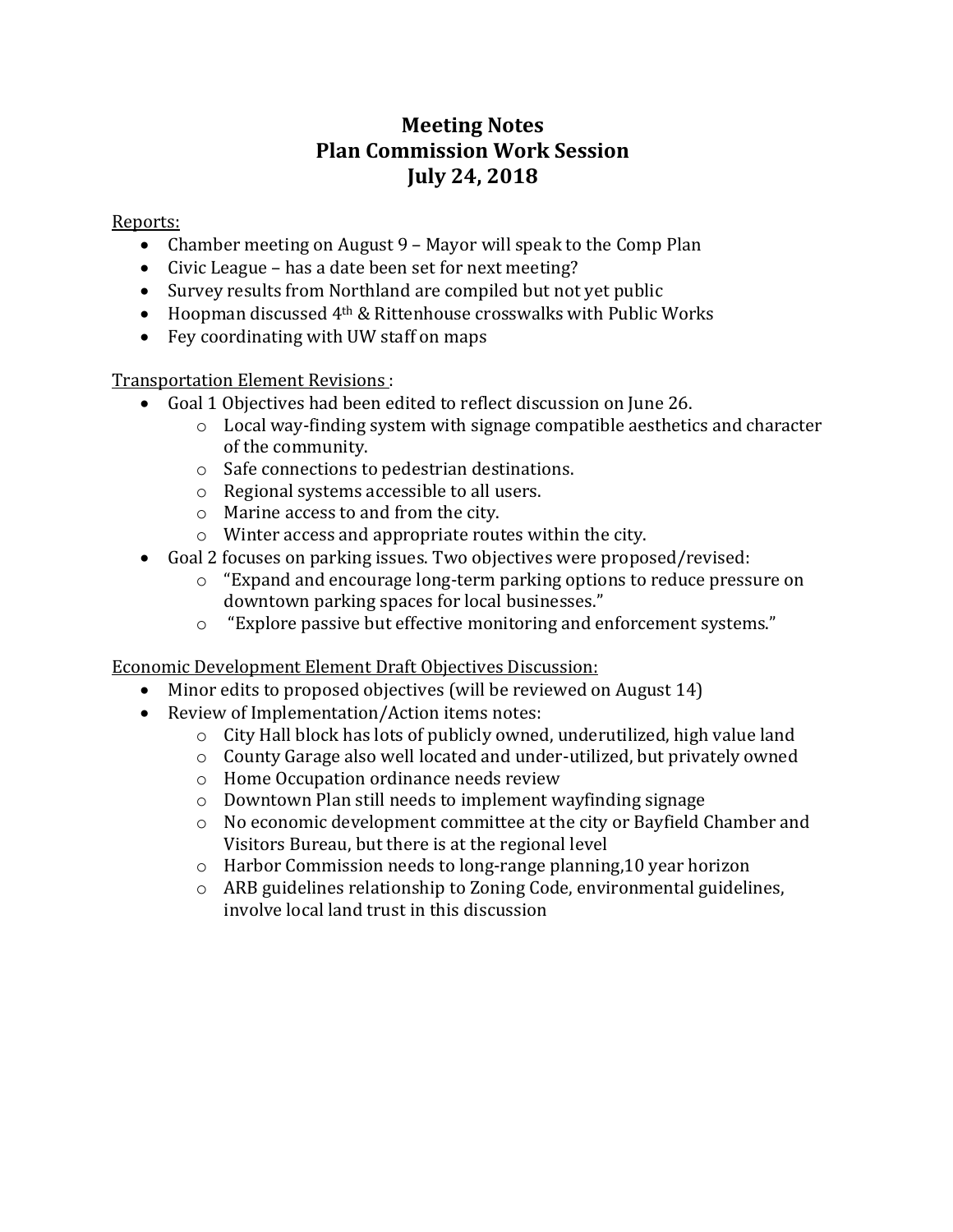# Meeting Notes
# Plan Commission Work Session
# July 24, 2018

Reports:

- Chamber meeting on August 9 – Mayor will speak to the Comp Plan
- Civic League – has a date been set for next meeting?
- Survey results from Northland are compiled but not yet public
- Hoopman discussed 4th & Rittenhouse crosswalks with Public Works
- Fey coordinating with UW staff on maps

Transportation Element Revisions :

- Goal 1 Objectives had been edited to reflect discussion on June 26.
  - Local way-finding system with signage compatible aesthetics and character of the community.
  - Safe connections to pedestrian destinations.
  - Regional systems accessible to all users.
  - Marine access to and from the city.
  - Winter access and appropriate routes within the city.
- Goal 2 focuses on parking issues. Two objectives were proposed/revised:
  - "Expand and encourage long-term parking options to reduce pressure on downtown parking spaces for local businesses."
  - "Explore passive but effective monitoring and enforcement systems."

Economic Development Element Draft Objectives Discussion:

- Minor edits to proposed objectives (will be reviewed on August 14)
- Review of Implementation/Action items notes:
  - City Hall block has lots of publicly owned, underutilized, high value land
  - County Garage also well located and under-utilized, but privately owned
  - Home Occupation ordinance needs review
  - Downtown Plan still needs to implement wayfinding signage
  - No economic development committee at the city or Bayfield Chamber and Visitors Bureau, but there is at the regional level
  - Harbor Commission needs to long-range planning,10 year horizon
  - ARB guidelines relationship to Zoning Code, environmental guidelines, involve local land trust in this discussion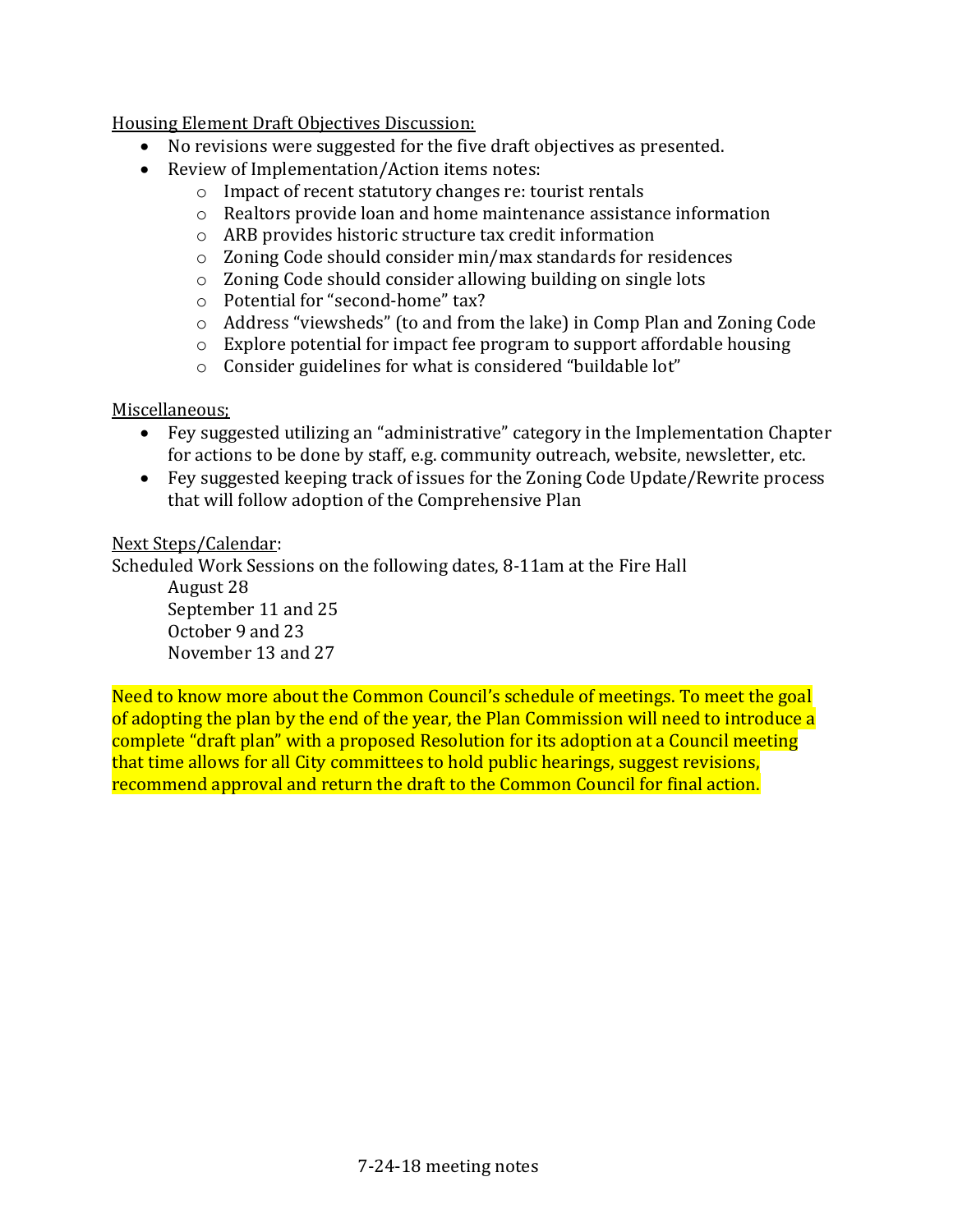Housing Element Draft Objectives Discussion:

- No revisions were suggested for the five draft objectives as presented.
- Review of Implementation/Action items notes:
  - Impact of recent statutory changes re: tourist rentals
  - Realtors provide loan and home maintenance assistance information
  - ARB provides historic structure tax credit information
  - Zoning Code should consider min/max standards for residences
  - Zoning Code should consider allowing building on single lots
  - Potential for "second-home" tax?
  - Address "viewsheds" (to and from the lake) in Comp Plan and Zoning Code
  - Explore potential for impact fee program to support affordable housing
  - Consider guidelines for what is considered "buildable lot"

Miscellaneous;

- Fey suggested utilizing an "administrative" category in the Implementation Chapter for actions to be done by staff, e.g. community outreach, website, newsletter, etc.
- Fey suggested keeping track of issues for the Zoning Code Update/Rewrite process that will follow adoption of the Comprehensive Plan

Next Steps/Calendar:

Scheduled Work Sessions on the following dates, 8-11am at the Fire Hall

August 28
September 11 and 25
October 9 and 23
November 13 and 27

Need to know more about the Common Council's schedule of meetings. To meet the goal of adopting the plan by the end of the year, the Plan Commission will need to introduce a complete "draft plan" with a proposed Resolution for its adoption at a Council meeting that time allows for all City committees to hold public hearings, suggest revisions, recommend approval and return the draft to the Common Council for final action.

7-24-18 meeting notes